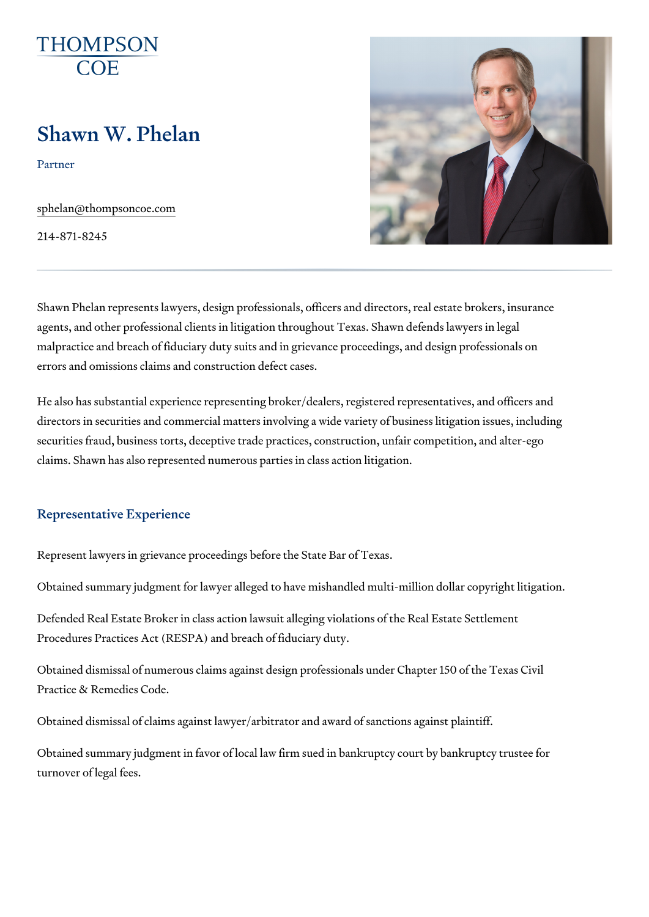THOMPSON COE

# Shawn W. Phelan

Partner

sphelan@thompsoncoe.com

214-871-8245

Shawn Phelan represents lawyers, design professionals, officers and directors, real estate brokers, insurance agents, and other professional clients in litigation throughout Texas. Shawn defends lawyers in legal malpractice and breach of fiduciary duty suits and in grievance proceedings, and design professionals on errors and omissions claims and construction defect cases.

He also has substantial experience representing broker/dealers, registered representatives, and officers and directors in securities and commercial matters involving a wide variety of business litigation issues, including securities fraud, business torts, deceptive trade practices, construction, unfair competition, and alter-ego claims. Shawn has also represented numerous parties in class action litigation.

## Representative Experience

Represent lawyers in grievance proceedings before the State Bar of Texas.

Obtained summary judgment for lawyer alleged to have mishandled multi-million dollar copyright litigation.

Defended Real Estate Broker in class action lawsuit alleging violations of the Real Estate Settlement Procedures Practices Act (RESPA) and breach of fiduciary duty.

Obtained dismissal of numerous claims against design professionals under Chapter 150 of the Texas Civil Practice & Remedies Code.

Obtained dismissal of claims against lawyer/arbitrator and award of sanctions against plaintiff.

Obtained summary judgment in favor of local law firm sued in bankruptcy court by bankruptcy trustee for turnover of legal fees.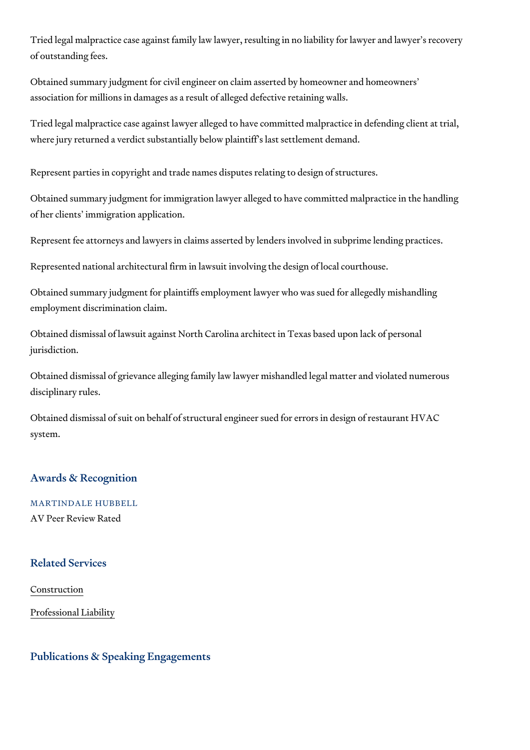Tried legal malpractice case against family law lawyer, resulting in no liability for lawyer and lawyer's recovery of outstanding fees.

Obtained summary judgment for civil engineer on claim asserted by homeowner and homeowners' association for millions in damages as a result of alleged defective retaining walls.

Tried legal malpractice case against lawyer alleged to have committed malpractice in defending client at trial, where jury returned a verdict substantially below plaintiff's last settlement demand.

Represent parties in copyright and trade names disputes relating to design of structures.

Obtained summary judgment for immigration lawyer alleged to have committed malpractice in the handling of her clients' immigration application.

Represent fee attorneys and lawyers in claims asserted by lenders involved in subprime lending practices.

Represented national architectural firm in lawsuit involving the design of local courthouse.

Obtained summary judgment for plaintiffs employment lawyer who was sued for allegedly mishandling employment discrimination claim.

Obtained dismissal of lawsuit against North Carolina architect in Texas based upon lack of personal jurisdiction.

Obtained dismissal of grievance alleging family law lawyer mishandled legal matter and violated numerous disciplinary rules.

Obtained dismissal of suit on behalf of structural engineer sued for errors in design of restaurant HVAC system.

## Awards & Recognition

MARTINDALE HUBBELL

AV Peer Review Rated

## Related Services

Construction

Professional Liability

## Publications & Speaking Engagements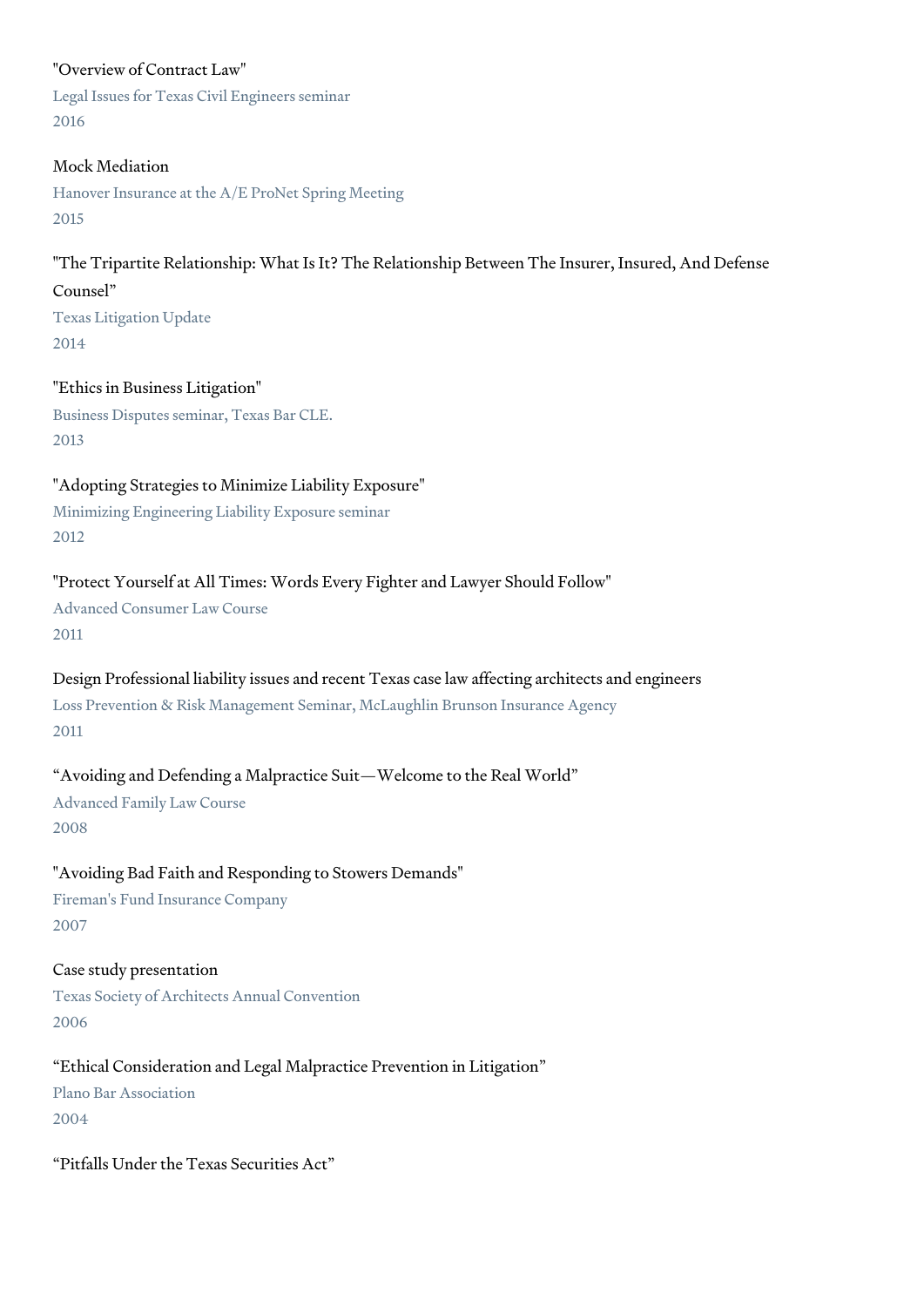"Overview of Contract Law"
Legal Issues for Texas Civil Engineers seminar
2016

Mock Mediation
Hanover Insurance at the A/E ProNet Spring Meeting
2015

"The Tripartite Relationship: What Is It? The Relationship Between The Insurer, Insured, And Defense Counsel"
Texas Litigation Update
2014

"Ethics in Business Litigation"
Business Disputes seminar, Texas Bar CLE.
2013

"Adopting Strategies to Minimize Liability Exposure"
Minimizing Engineering Liability Exposure seminar
2012

"Protect Yourself at All Times: Words Every Fighter and Lawyer Should Follow"
Advanced Consumer Law Course
2011

Design Professional liability issues and recent Texas case law affecting architects and engineers
Loss Prevention & Risk Management Seminar, McLaughlin Brunson Insurance Agency
2011

"Avoiding and Defending a Malpractice Suit—Welcome to the Real World"
Advanced Family Law Course
2008

"Avoiding Bad Faith and Responding to Stowers Demands"
Fireman's Fund Insurance Company
2007

Case study presentation
Texas Society of Architects Annual Convention
2006

"Ethical Consideration and Legal Malpractice Prevention in Litigation"
Plano Bar Association
2004

"Pitfalls Under the Texas Securities Act"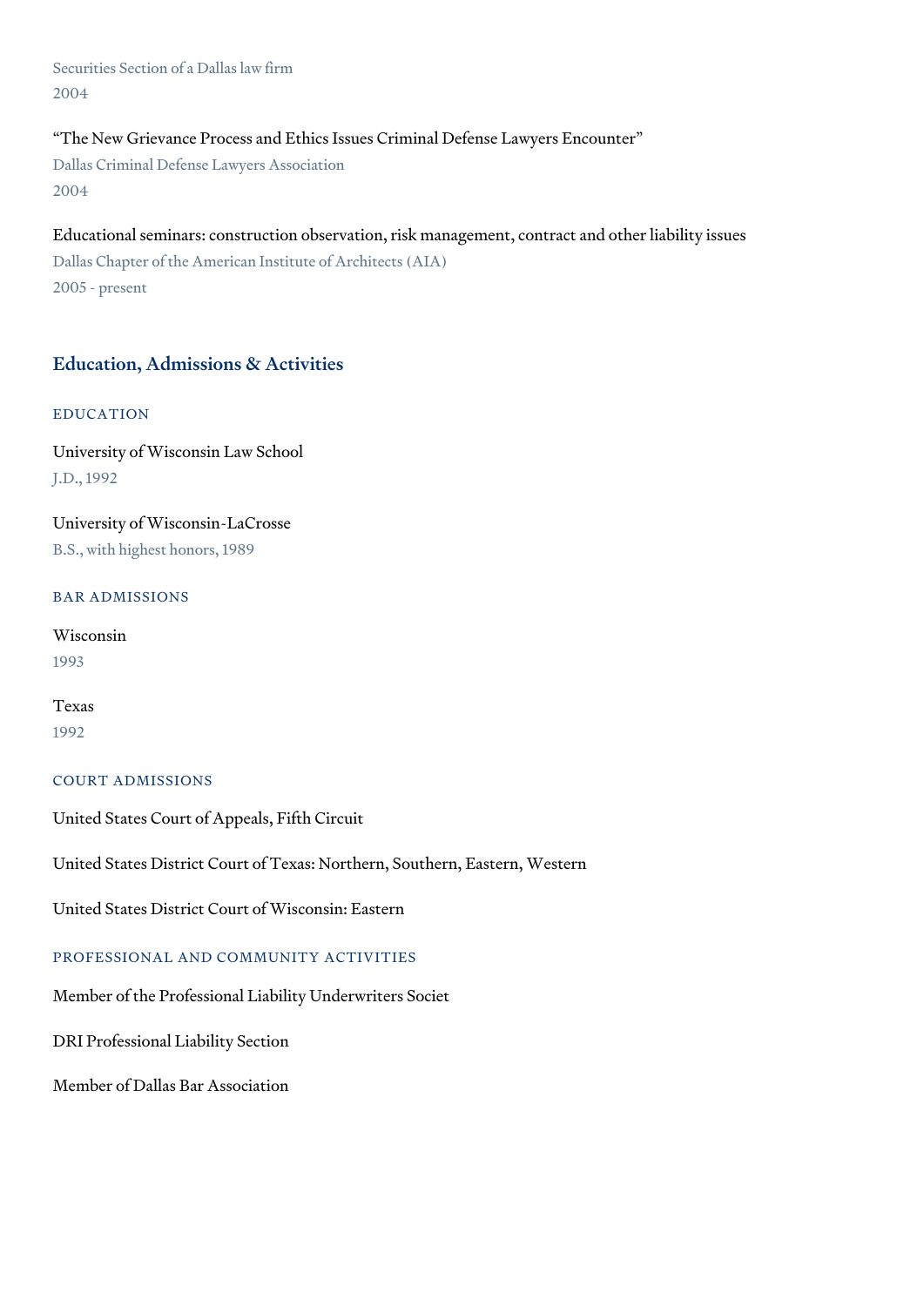Securities Section of a Dallas law firm
2004

"The New Grievance Process and Ethics Issues Criminal Defense Lawyers Encounter"
Dallas Criminal Defense Lawyers Association
2004

Educational seminars: construction observation, risk management, contract and other liability issues
Dallas Chapter of the American Institute of Architects (AIA)
2005 - present

## Education, Admissions & Activities

### EDUCATION

University of Wisconsin Law School
J.D., 1992

University of Wisconsin-LaCrosse
B.S., with highest honors, 1989

### BAR ADMISSIONS

Wisconsin
1993

Texas
1992

### COURT ADMISSIONS

United States Court of Appeals, Fifth Circuit

United States District Court of Texas: Northern, Southern, Eastern, Western

United States District Court of Wisconsin: Eastern

### PROFESSIONAL AND COMMUNITY ACTIVITIES

Member of the Professional Liability Underwriters Societ

DRI Professional Liability Section

Member of Dallas Bar Association